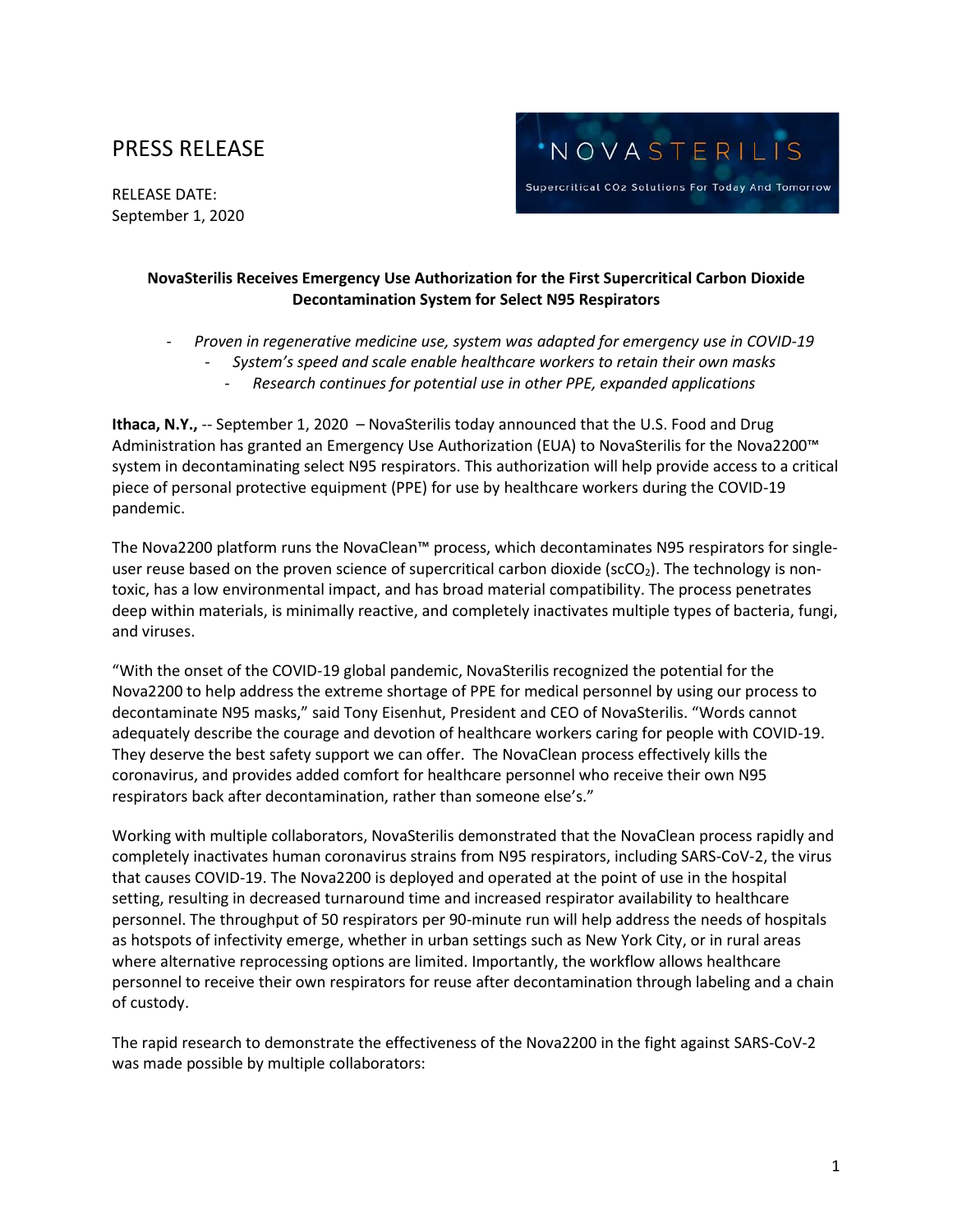# PRESS RELEASE

RELEASE DATE:
September 1, 2020

NOVASTERILIS

Supercritical CO2 Solutions For Today And Tomorrow

**NovaSterilis Receives Emergency Use Authorization for the First Supercritical Carbon Dioxide Decontamination System for Select N95 Respirators**

- *Proven in regenerative medicine use, system was adapted for emergency use in COVID-19*
- *System's speed and scale enable healthcare workers to retain their own masks*
- *Research continues for potential use in other PPE, expanded applications*

**Ithaca, N.Y.,** -- September 1, 2020 – NovaSterilis today announced that the U.S. Food and Drug Administration has granted an Emergency Use Authorization (EUA) to NovaSterilis for the Nova2200™ system in decontaminating select N95 respirators. This authorization will help provide access to a critical piece of personal protective equipment (PPE) for use by healthcare workers during the COVID-19 pandemic.

The Nova2200 platform runs the NovaClean™ process, which decontaminates N95 respirators for single-user reuse based on the proven science of supercritical carbon dioxide ($scCO_2$). The technology is non-toxic, has a low environmental impact, and has broad material compatibility. The process penetrates deep within materials, is minimally reactive, and completely inactivates multiple types of bacteria, fungi, and viruses.

"With the onset of the COVID-19 global pandemic, NovaSterilis recognized the potential for the Nova2200 to help address the extreme shortage of PPE for medical personnel by using our process to decontaminate N95 masks," said Tony Eisenhut, President and CEO of NovaSterilis. "Words cannot adequately describe the courage and devotion of healthcare workers caring for people with COVID-19. They deserve the best safety support we can offer. The NovaClean process effectively kills the coronavirus, and provides added comfort for healthcare personnel who receive their own N95 respirators back after decontamination, rather than someone else's."

Working with multiple collaborators, NovaSterilis demonstrated that the NovaClean process rapidly and completely inactivates human coronavirus strains from N95 respirators, including SARS-CoV-2, the virus that causes COVID-19. The Nova2200 is deployed and operated at the point of use in the hospital setting, resulting in decreased turnaround time and increased respirator availability to healthcare personnel. The throughput of 50 respirators per 90-minute run will help address the needs of hospitals as hotspots of infectivity emerge, whether in urban settings such as New York City, or in rural areas where alternative reprocessing options are limited. Importantly, the workflow allows healthcare personnel to receive their own respirators for reuse after decontamination through labeling and a chain of custody.

The rapid research to demonstrate the effectiveness of the Nova2200 in the fight against SARS-CoV-2 was made possible by multiple collaborators: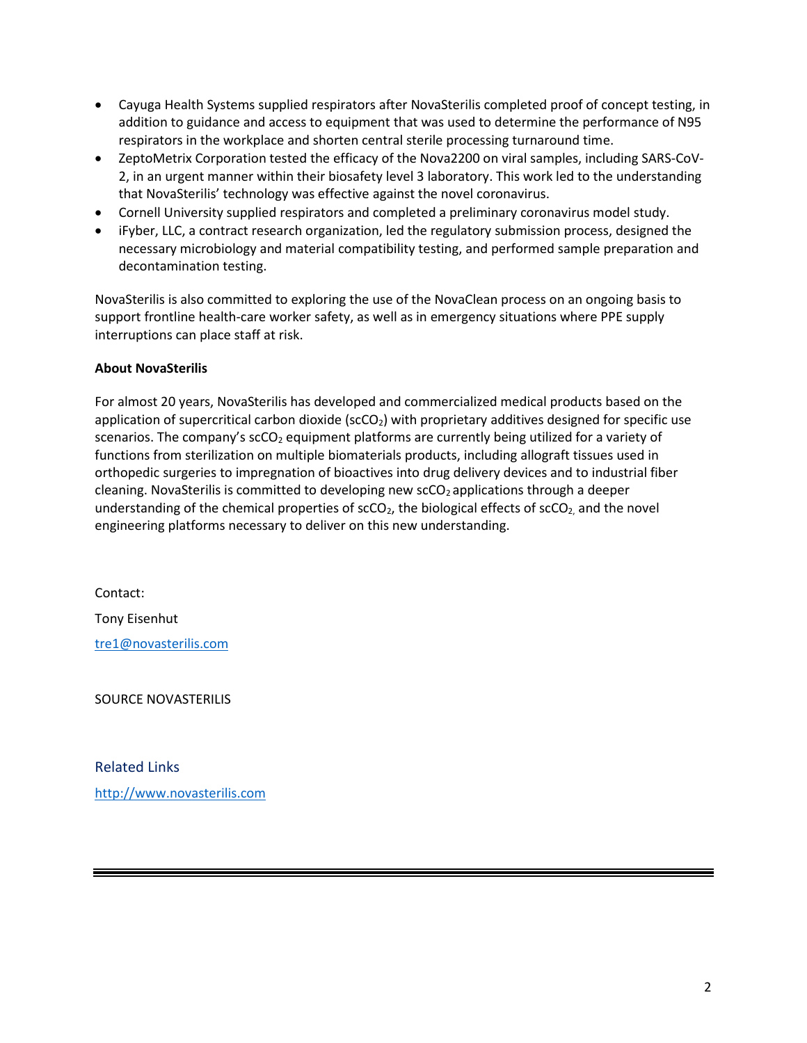- Cayuga Health Systems supplied respirators after NovaSterilis completed proof of concept testing, in addition to guidance and access to equipment that was used to determine the performance of N95 respirators in the workplace and shorten central sterile processing turnaround time.
- ZeptoMetrix Corporation tested the efficacy of the Nova2200 on viral samples, including SARS-CoV-2, in an urgent manner within their biosafety level 3 laboratory. This work led to the understanding that NovaSterilis' technology was effective against the novel coronavirus.
- Cornell University supplied respirators and completed a preliminary coronavirus model study.
- iFyber, LLC, a contract research organization, led the regulatory submission process, designed the necessary microbiology and material compatibility testing, and performed sample preparation and decontamination testing.

NovaSterilis is also committed to exploring the use of the NovaClean process on an ongoing basis to support frontline health-care worker safety, as well as in emergency situations where PPE supply interruptions can place staff at risk.

**About NovaSterilis**

For almost 20 years, NovaSterilis has developed and commercialized medical products based on the application of supercritical carbon dioxide ($scCO_2$) with proprietary additives designed for specific use scenarios. The company's $scCO_2$ equipment platforms are currently being utilized for a variety of functions from sterilization on multiple biomaterials products, including allograft tissues used in orthopedic surgeries to impregnation of bioactives into drug delivery devices and to industrial fiber cleaning. NovaSterilis is committed to developing new $scCO_2$ applications through a deeper understanding of the chemical properties of $scCO_2$, the biological effects of $scCO_2$, and the novel engineering platforms necessary to deliver on this new understanding.

Contact:

Tony Eisenhut

tre1@novasterilis.com

SOURCE NOVASTERILIS

Related Links

http://www.novasterilis.com